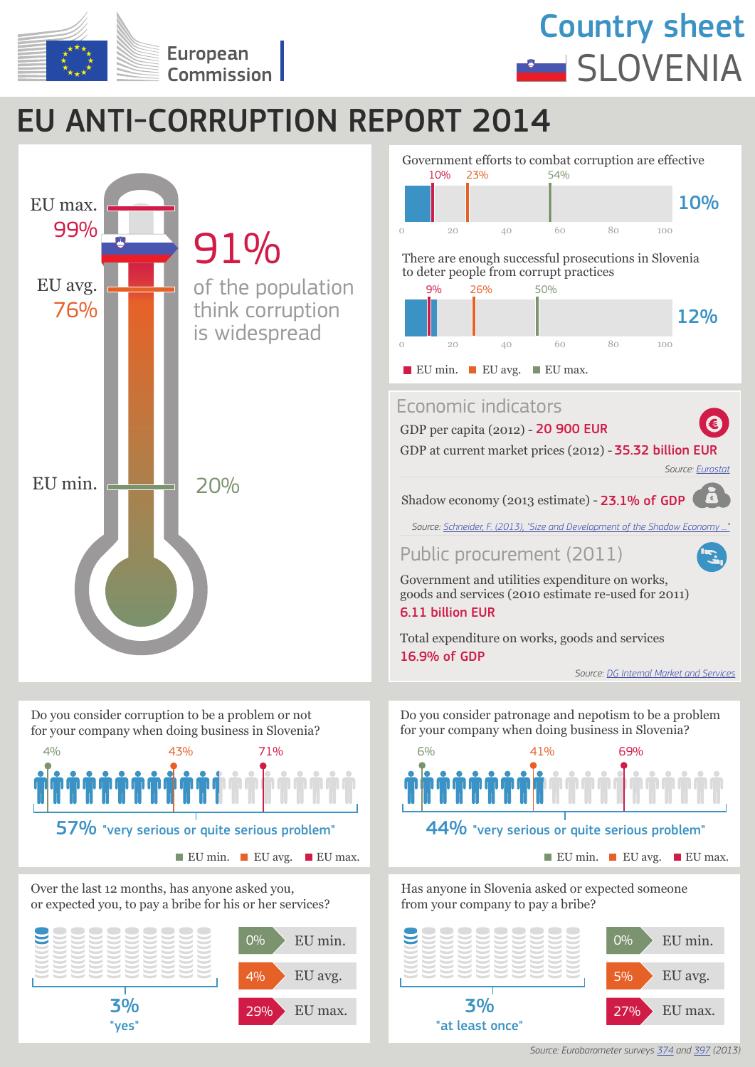European Commission

# Country sheet SLOVENIA

# EU ANTI-CORRUPTION REPORT 2014

EU max. 99%

EU avg. 76%

EU min. 20%

**91%** of the population think corruption is widespread

## Government efforts to combat corruption are effective

EU min. 10% · EU avg. 23% · EU max. 54%

**10%**

## There are enough successful prosecutions in Slovenia to deter people from corrupt practices

EU min. 9% · EU avg. 26% · EU max. 50%

**12%**

## Economic indicators

GDP per capita (2012) - **20 900 EUR**

GDP at current market prices (2012) - **35.32 billion EUR**

*Source: Eurostat*

Shadow economy (2013 estimate) - **23.1% of GDP**

*Source: Schneider, F. (2013), "Size and Development of the Shadow Economy ..."*

## Public procurement (2011)

Government and utilities expenditure on works, goods and services (2010 estimate re-used for 2011)

**6.11 billion EUR**

Total expenditure on works, goods and services

**16.9% of GDP**

*Source: DG Internal Market and Services*

## Do you consider corruption to be a problem or not for your company when doing business in Slovenia?

EU min. 4% · EU avg. 43% · EU max. 71%

**57%** "very serious or quite serious problem"

## Do you consider patronage and nepotism to be a problem for your company when doing business in Slovenia?

EU min. 6% · EU avg. 41% · EU max. 69%

**44%** "very serious or quite serious problem"

## Over the last 12 months, has anyone asked you, or expected you, to pay a bribe for his or her services?

**3%** "yes"

| | |
|---|---|
| 0% | EU min. |
| 4% | EU avg. |
| 29% | EU max. |

## Has anyone in Slovenia asked or expected someone from your company to pay a bribe?

**3%** "at least once"

| | |
|---|---|
| 0% | EU min. |
| 5% | EU avg. |
| 27% | EU max. |

*Source: Eurobarometer surveys 374 and 397 (2013)*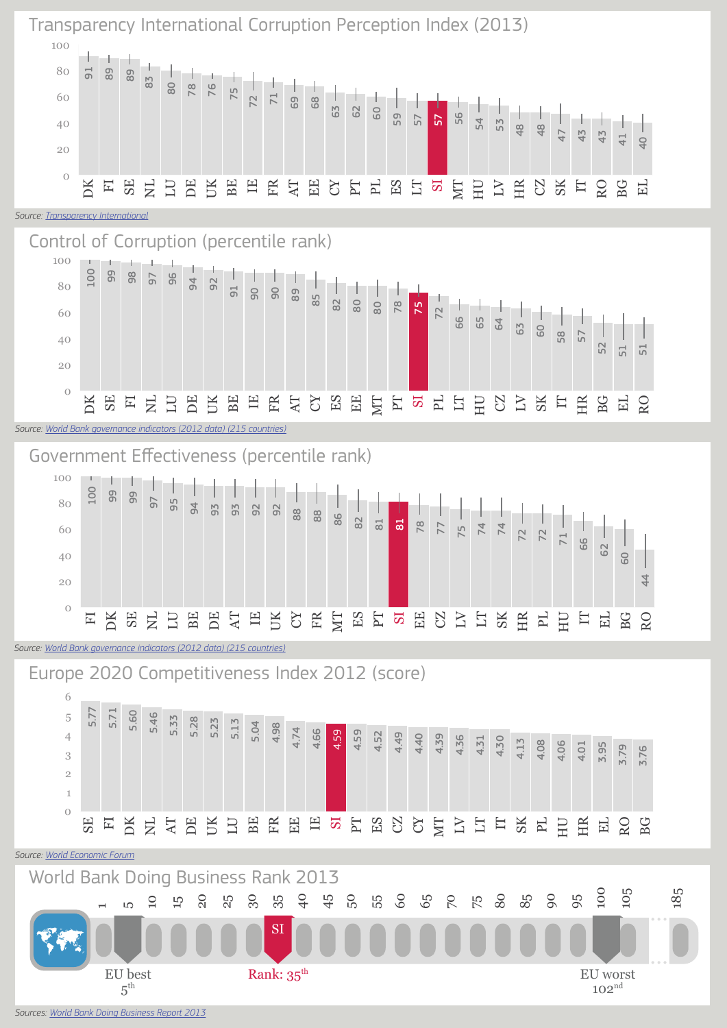## Transparency International Corruption Perception Index (2013)

100
80
60
40
20
0

91 89 89 83 80 78 76 75 72 71 69 68 63 62 60 59 57 57 56 54 53 48 48 47 43 43 41 40

DK FI SE NL LU DE UK BE IE FR AT EE CY PT PL ES LT SI MT HU LV HR CZ SK IT RO BG EL

Source: Transparency International

## Control of Corruption (percentile rank)

100
80
60
40
20
0

100 99 98 97 96 94 92 91 90 90 89 85 82 80 80 78 75 72 66 65 64 63 60 58 57 52 51 51

DK SE FI NL LU DE UK BE IE FR AT CY ES EE MT PT SI PL LT HU CZ LV SK IT HR BG EL RO

Source: World Bank governance indicators (2012 data) (215 countries)

## Government Effectiveness (percentile rank)

100
80
60
40
20
0

100 99 99 97 95 94 93 93 92 92 88 88 86 82 81 81 78 77 75 74 74 72 72 71 66 62 60 44

FI DK SE NL LU BE DE AT IE UK CY FR MT ES PT SI EE CZ LV LT SK HR PL HU IT EL BG RO

Source: World Bank governance indicators (2012 data) (215 countries)

## Europe 2020 Competitiveness Index 2012 (score)

6
5
4
3
2
1
0

5.77 5.71 5.60 5.46 5.33 5.28 5.23 5.13 5.04 4.98 4.74 4.66 4.59 4.59 4.52 4.49 4.40 4.39 4.36 4.31 4.30 4.13 4.08 4.06 4.01 3.95 3.79 3.76

SE FI DK NL AT DE UK LU BE FR EE IE SI PT ES CZ CY MT LV LT IT SK PL HU HR EL RO BG

Source: World Economic Forum

## World Bank Doing Business Rank 2013

1 5 10 15 20 25 30 35 40 45 50 55 60 65 70 75 80 85 90 95 100 105 ... 185

SI

EU best 5th

Rank: 35th

EU worst 102nd

Sources: World Bank Doing Business Report 2013